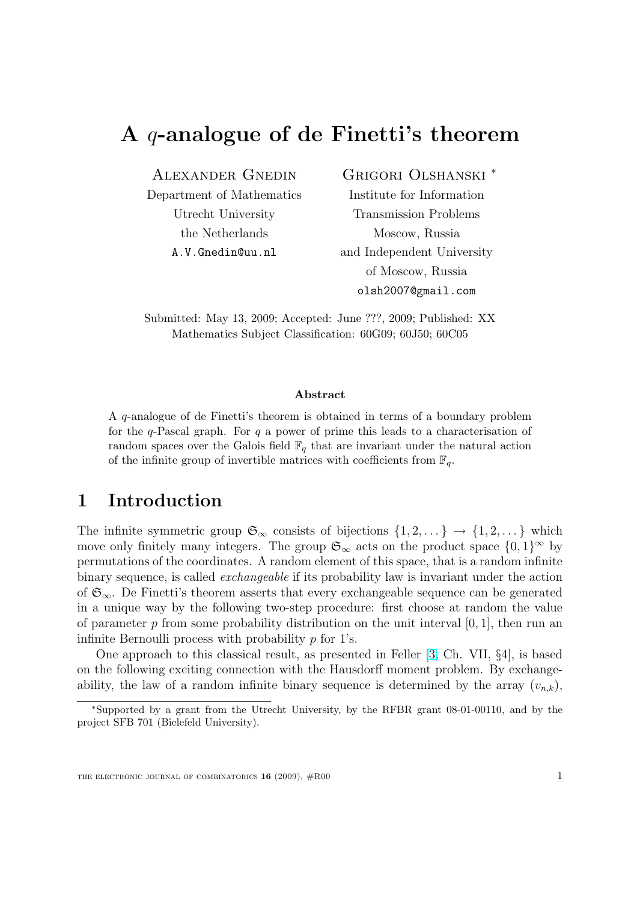# A $q$-analogue of de Finetti's theorem

Alexander Gnedin
Department of Mathematics
Utrecht University
the Netherlands
A.V.Gnedin@uu.nl

Grigori Olshanski [*]
Institute for Information
Transmission Problems
Moscow, Russia
and Independent University
of Moscow, Russia
olsh2007@gmail.com

Submitted: May 13, 2009; Accepted: June ???, 2009; Published: XX
Mathematics Subject Classification: 60G09; 60J50; 60C05

### Abstract

A $q$-analogue of de Finetti's theorem is obtained in terms of a boundary problem for the $q$-Pascal graph. For $q$ a power of prime this leads to a characterisation of random spaces over the Galois field $\mathbb{F}_q$ that are invariant under the natural action of the infinite group of invertible matrices with coefficients from $\mathbb{F}_q$.

## 1 Introduction

The infinite symmetric group $\mathfrak{S}_\infty$ consists of bijections $\{1, 2, \dots\} \to \{1, 2, \dots\}$ which move only finitely many integers. The group $\mathfrak{S}_\infty$ acts on the product space $\{0, 1\}^\infty$ by permutations of the coordinates. A random element of this space, that is a random infinite binary sequence, is called *exchangeable* if its probability law is invariant under the action of $\mathfrak{S}_\infty$. De Finetti's theorem asserts that every exchangeable sequence can be generated in a unique way by the following two-step procedure: first choose at random the value of parameter $p$ from some probability distribution on the unit interval $[0, 1]$, then run an infinite Bernoulli process with probability $p$ for 1's.

One approach to this classical result, as presented in Feller [3, Ch. VII, §4], is based on the following exciting connection with the Hausdorff moment problem. By exchangeability, the law of a random infinite binary sequence is determined by the array $(v_{n,k})$,

[*] Supported by a grant from the Utrecht University, by the RFBR grant 08-01-00110, and by the project SFB 701 (Bielefeld University).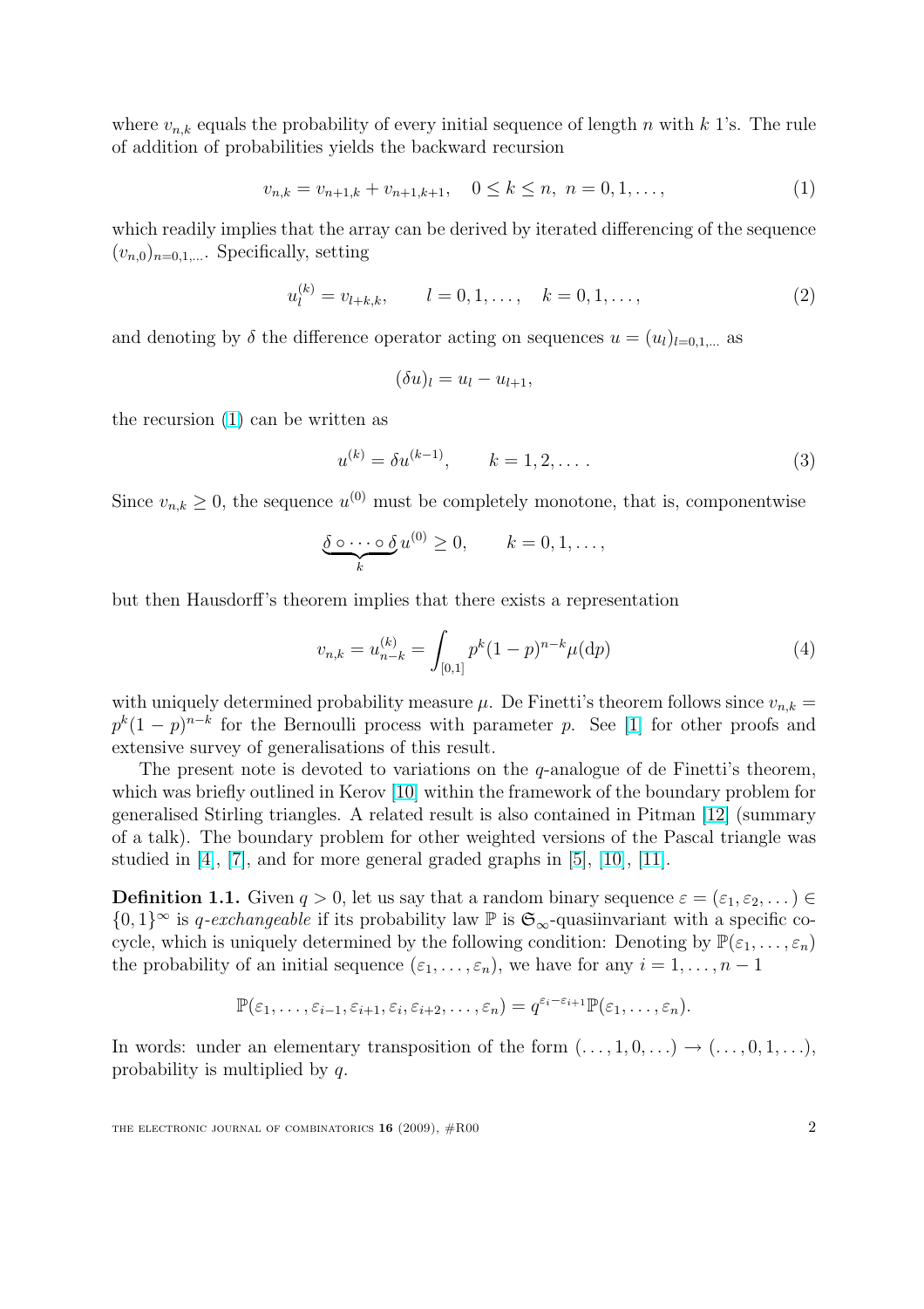where $v_{n,k}$ equals the probability of every initial sequence of length $n$ with $k$ 1's. The rule of addition of probabilities yields the backward recursion

$$v_{n,k} = v_{n+1,k} + v_{n+1,k+1}, \quad 0 \le k \le n, \ n = 0, 1, \dots, \tag{1}$$

which readily implies that the array can be derived by iterated differencing of the sequence $(v_{n,0})_{n=0,1,\dots}$. Specifically, setting

$$u_l^{(k)} = v_{l+k,k}, \qquad l = 0, 1, \dots, \quad k = 0, 1, \dots, \tag{2}$$

and denoting by $\delta$ the difference operator acting on sequences $u = (u_l)_{l=0,1,\dots}$ as

$$(\delta u)_l = u_l - u_{l+1},$$

the recursion (1) can be written as

$$u^{(k)} = \delta u^{(k-1)}, \qquad k = 1, 2, \dots. \tag{3}$$

Since $v_{n,k} \ge 0$, the sequence $u^{(0)}$ must be completely monotone, that is, componentwise

$$\underbrace{\delta \circ \dots \circ \delta}_{k} u^{(0)} \ge 0, \qquad k = 0, 1, \dots,$$

but then Hausdorff's theorem implies that there exists a representation

$$v_{n,k} = u_{n-k}^{(k)} = \int_{[0,1]} p^k (1-p)^{n-k} \mu(\mathrm{d}p) \tag{4}$$

with uniquely determined probability measure $\mu$. De Finetti's theorem follows since $v_{n,k} = p^k(1-p)^{n-k}$ for the Bernoulli process with parameter $p$. See [1] for other proofs and extensive survey of generalisations of this result.

The present note is devoted to variations on the $q$-analogue of de Finetti's theorem, which was briefly outlined in Kerov [10] within the framework of the boundary problem for generalised Stirling triangles. A related result is also contained in Pitman [12] (summary of a talk). The boundary problem for other weighted versions of the Pascal triangle was studied in [4], [7], and for more general graded graphs in [5], [10], [11].

**Definition 1.1.** Given $q > 0$, let us say that a random binary sequence $\varepsilon = (\varepsilon_1, \varepsilon_2, \dots) \in \{0,1\}^\infty$ is *$q$-exchangeable* if its probability law $\mathbb{P}$ is $\mathfrak{S}_\infty$-quasiinvariant with a specific cocycle, which is uniquely determined by the following condition: Denoting by $\mathbb{P}(\varepsilon_1, \dots, \varepsilon_n)$ the probability of an initial sequence $(\varepsilon_1, \dots, \varepsilon_n)$, we have for any $i = 1, \dots, n-1$

$$\mathbb{P}(\varepsilon_1, \dots, \varepsilon_{i-1}, \varepsilon_{i+1}, \varepsilon_i, \varepsilon_{i+2}, \dots, \varepsilon_n) = q^{\varepsilon_i - \varepsilon_{i+1}} \mathbb{P}(\varepsilon_1, \dots, \varepsilon_n).$$

In words: under an elementary transposition of the form $(\dots, 1, 0, \dots) \to (\dots, 0, 1, \dots)$, probability is multiplied by $q$.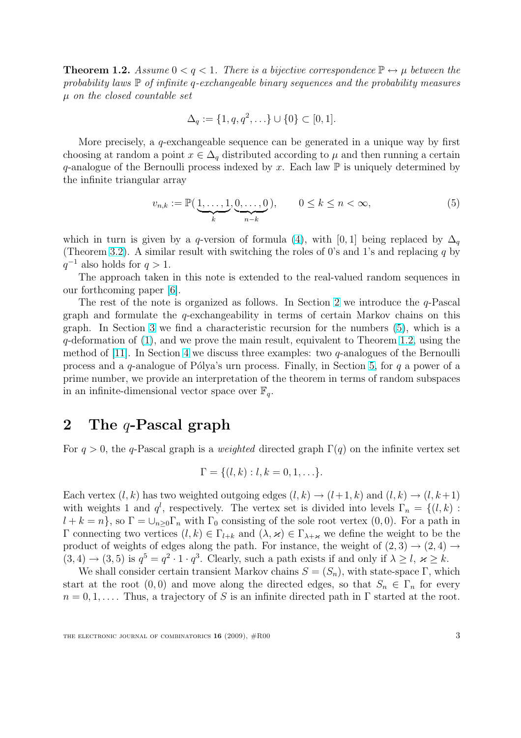**Theorem 1.2.** *Assume $0 < q < 1$. There is a bijective correspondence $\mathbb{P} \leftrightarrow \mu$ between the probability laws $\mathbb{P}$ of infinite $q$-exchangeable binary sequences and the probability measures $\mu$ on the closed countable set*

$$\Delta_q := \{1, q, q^2, \ldots\} \cup \{0\} \subset [0, 1].$$

More precisely, a $q$-exchangeable sequence can be generated in a unique way by first choosing at random a point $x \in \Delta_q$ distributed according to $\mu$ and then running a certain $q$-analogue of the Bernoulli process indexed by $x$. Each law $\mathbb{P}$ is uniquely determined by the infinite triangular array

$$v_{n,k} := \mathbb{P}(\underbrace{1, \ldots, 1}_{k}, \underbrace{0, \ldots, 0}_{n-k}), \qquad 0 \leq k \leq n < \infty, \tag{5}$$

which in turn is given by a $q$-version of formula (4), with $[0, 1]$ being replaced by $\Delta_q$ (Theorem 3.2). A similar result with switching the roles of 0's and 1's and replacing $q$ by $q^{-1}$ also holds for $q > 1$.

The approach taken in this note is extended to the real-valued random sequences in our forthcoming paper [6].

The rest of the note is organized as follows. In Section 2 we introduce the $q$-Pascal graph and formulate the $q$-exchangeability in terms of certain Markov chains on this graph. In Section 3 we find a characteristic recursion for the numbers (5), which is a $q$-deformation of (1), and we prove the main result, equivalent to Theorem 1.2, using the method of [11]. In Section 4 we discuss three examples: two $q$-analogues of the Bernoulli process and a $q$-analogue of Pólya's urn process. Finally, in Section 5, for $q$ a power of a prime number, we provide an interpretation of the theorem in terms of random subspaces in an infinite-dimensional vector space over $\mathbb{F}_q$.

## 2 The $q$-Pascal graph

For $q > 0$, the $q$-Pascal graph is a *weighted* directed graph $\Gamma(q)$ on the infinite vertex set

$$\Gamma = \{(l, k) : l, k = 0, 1, \ldots\}.$$

Each vertex $(l, k)$ has two weighted outgoing edges $(l, k) \to (l+1, k)$ and $(l, k) \to (l, k+1)$ with weights 1 and $q^l$, respectively. The vertex set is divided into levels $\Gamma_n = \{(l, k) : l + k = n\}$, so $\Gamma = \cup_{n \geq 0} \Gamma_n$ with $\Gamma_0$ consisting of the sole root vertex $(0, 0)$. For a path in $\Gamma$ connecting two vertices $(l, k) \in \Gamma_{l+k}$ and $(\lambda, \varkappa) \in \Gamma_{\lambda+\varkappa}$ we define the weight to be the product of weights of edges along the path. For instance, the weight of $(2, 3) \to (2, 4) \to (3, 4) \to (3, 5)$ is $q^5 = q^2 \cdot 1 \cdot q^3$. Clearly, such a path exists if and only if $\lambda \geq l$, $\varkappa \geq k$.

We shall consider certain transient Markov chains $S = (S_n)$, with state-space $\Gamma$, which start at the root $(0, 0)$ and move along the directed edges, so that $S_n \in \Gamma_n$ for every $n = 0, 1, \ldots$. Thus, a trajectory of $S$ is an infinite directed path in $\Gamma$ started at the root.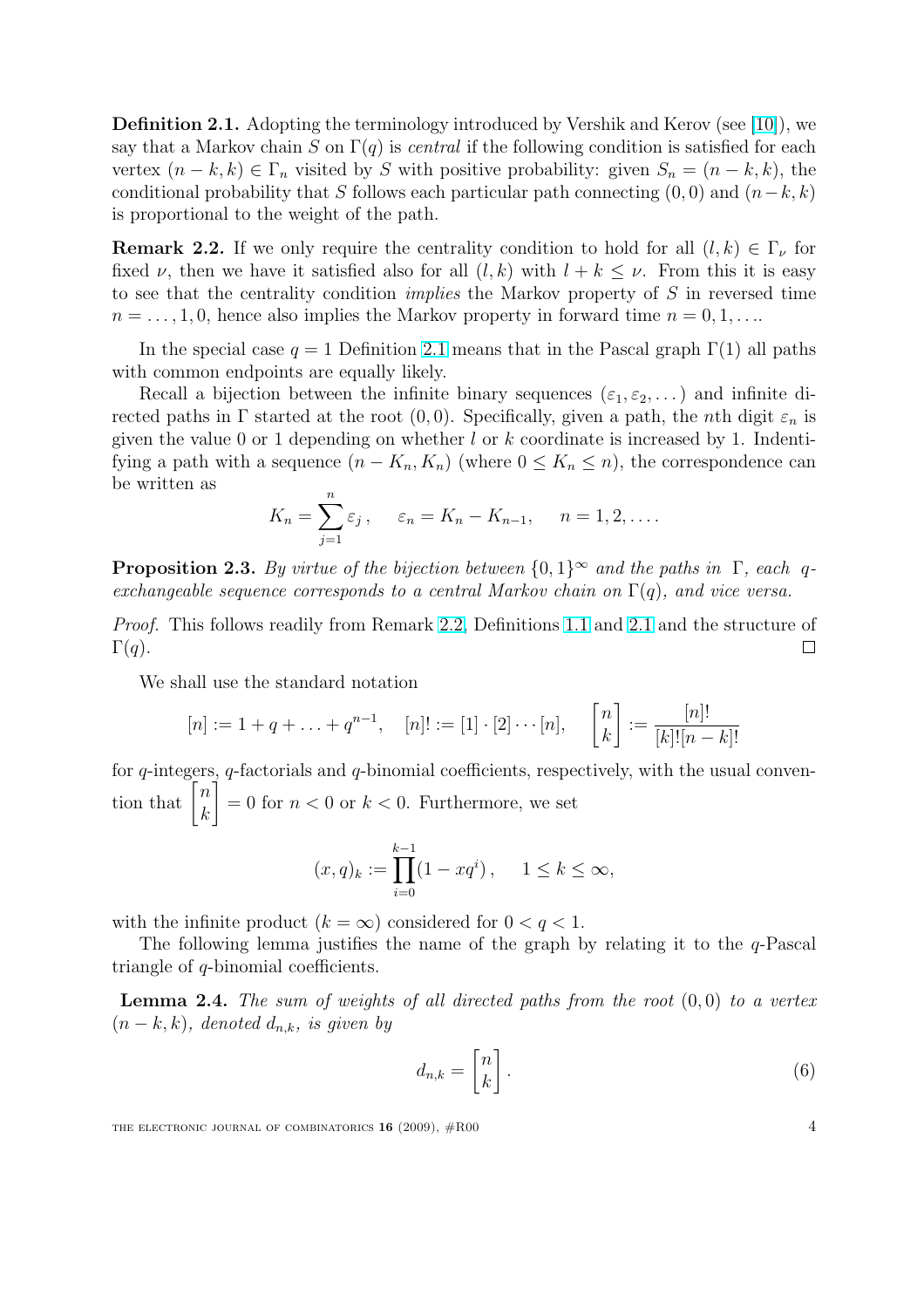**Definition 2.1.** Adopting the terminology introduced by Vershik and Kerov (see [10]), we say that a Markov chain $S$ on $\Gamma(q)$ is *central* if the following condition is satisfied for each vertex $(n-k,k) \in \Gamma_n$ visited by $S$ with positive probability: given $S_n = (n-k,k)$, the conditional probability that $S$ follows each particular path connecting $(0,0)$ and $(n-k,k)$ is proportional to the weight of the path.

**Remark 2.2.** If we only require the centrality condition to hold for all $(l,k) \in \Gamma_\nu$ for fixed $\nu$, then we have it satisfied also for all $(l,k)$ with $l+k \le \nu$. From this it is easy to see that the centrality condition *implies* the Markov property of $S$ in reversed time $n = \dots, 1, 0$, hence also implies the Markov property in forward time $n = 0, 1, \dots$.

In the special case $q=1$ Definition 2.1 means that in the Pascal graph $\Gamma(1)$ all paths with common endpoints are equally likely.

Recall a bijection between the infinite binary sequences $(\varepsilon_1, \varepsilon_2, \dots)$ and infinite directed paths in $\Gamma$ started at the root $(0,0)$. Specifically, given a path, the $n$th digit $\varepsilon_n$ is given the value 0 or 1 depending on whether $l$ or $k$ coordinate is increased by 1. Indentifying a path with a sequence $(n-K_n, K_n)$ (where $0 \le K_n \le n$), the correspondence can be written as

$$K_n = \sum_{j=1}^{n} \varepsilon_j\,, \qquad \varepsilon_n = K_n - K_{n-1}, \qquad n = 1, 2, \dots.$$

**Proposition 2.3.** *By virtue of the bijection between $\{0,1\}^\infty$ and the paths in $\Gamma$, each $q$-exchangeable sequence corresponds to a central Markov chain on $\Gamma(q)$, and vice versa.*

*Proof.* This follows readily from Remark 2.2, Definitions 1.1 and 2.1 and the structure of $\Gamma(q)$. $\square$

We shall use the standard notation

$$[n] := 1 + q + \dots + q^{n-1}, \quad [n]! := [1]\cdot[2]\cdots[n], \quad \begin{bmatrix} n \\ k \end{bmatrix} := \frac{[n]!}{[k]![n-k]!}$$

for $q$-integers, $q$-factorials and $q$-binomial coefficients, respectively, with the usual convention that $\begin{bmatrix} n \\ k \end{bmatrix} = 0$ for $n < 0$ or $k < 0$. Furthermore, we set

$$(x,q)_k := \prod_{i=0}^{k-1} (1 - xq^i)\,, \qquad 1 \le k \le \infty,$$

with the infinite product ($k = \infty$) considered for $0 < q < 1$.

The following lemma justifies the name of the graph by relating it to the $q$-Pascal triangle of $q$-binomial coefficients.

**Lemma 2.4.** *The sum of weights of all directed paths from the root $(0,0)$ to a vertex $(n-k,k)$, denoted $d_{n,k}$, is given by*

$$d_{n,k} = \begin{bmatrix} n \\ k \end{bmatrix}. \tag{6}$$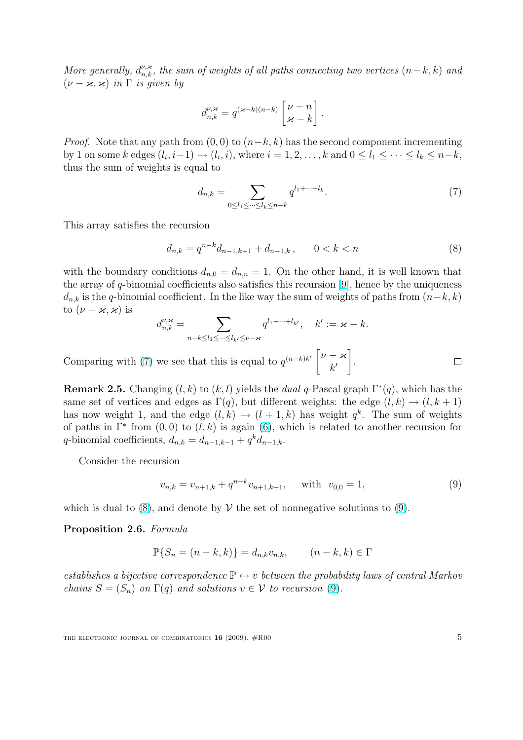*More generally, $d_{n,k}^{\nu,\varkappa}$, the sum of weights of all paths connecting two vertices $(n-k,k)$ and $(\nu-\varkappa,\varkappa)$ in $\Gamma$ is given by*

$$d_{n,k}^{\nu,\varkappa} = q^{(\varkappa-k)(n-k)} \begin{bmatrix} \nu - n \\ \varkappa - k \end{bmatrix}.$$

*Proof.* Note that any path from $(0,0)$ to $(n-k,k)$ has the second component incrementing by 1 on some $k$ edges $(l_i, i-1) \to (l_i, i)$, where $i = 1, 2, \dots, k$ and $0 \le l_1 \le \dots \le l_k \le n-k$, thus the sum of weights is equal to

$$d_{n,k} = \sum_{0 \le l_1 \le \dots \le l_k \le n-k} q^{l_1 + \dots + l_k}. \tag{7}$$

This array satisfies the recursion

$$d_{n,k} = q^{n-k} d_{n-1,k-1} + d_{n-1,k}, \qquad 0 < k < n \tag{8}$$

with the boundary conditions $d_{n,0} = d_{n,n} = 1$. On the other hand, it is well known that the array of $q$-binomial coefficients also satisfies this recursion [9], hence by the uniqueness $d_{n,k}$ is the $q$-binomial coefficient. In the like way the sum of weights of paths from $(n-k,k)$ to $(\nu-\varkappa,\varkappa)$ is

$$d_{n,k}^{\nu,\varkappa} = \sum_{n-k \le l_1 \le \dots \le l_{k'} \le \nu-\varkappa} q^{l_1 + \dots + l_{k'}}, \quad k' := \varkappa - k.$$

Comparing with (7) we see that this is equal to $q^{(n-k)k'} \begin{bmatrix} \nu - \varkappa \\ k' \end{bmatrix}$. □

**Remark 2.5.** Changing $(l,k)$ to $(k,l)$ yields the *dual* $q$-Pascal graph $\Gamma^*(q)$, which has the same set of vertices and edges as $\Gamma(q)$, but different weights: the edge $(l,k) \to (l,k+1)$ has now weight 1, and the edge $(l,k) \to (l+1,k)$ has weight $q^k$. The sum of weights of paths in $\Gamma^*$ from $(0,0)$ to $(l,k)$ is again (6), which is related to another recursion for $q$-binomial coefficients, $d_{n,k} = d_{n-1,k-1} + q^k d_{n-1,k}$.

Consider the recursion

$$v_{n,k} = v_{n+1,k} + q^{n-k} v_{n+1,k+1}, \qquad \text{with} \;\; v_{0,0} = 1, \tag{9}$$

which is dual to (8), and denote by $\mathcal{V}$ the set of nonnegative solutions to (9).

**Proposition 2.6.** *Formula*

$$\mathbb{P}\{S_n = (n-k,k)\} = d_{n,k} v_{n,k}, \qquad (n-k,k) \in \Gamma$$

*establishes a bijective correspondence $\mathbb{P} \leftrightarrow v$ between the probability laws of central Markov chains $S = (S_n)$ on $\Gamma(q)$ and solutions $v \in \mathcal{V}$ to recursion (9).*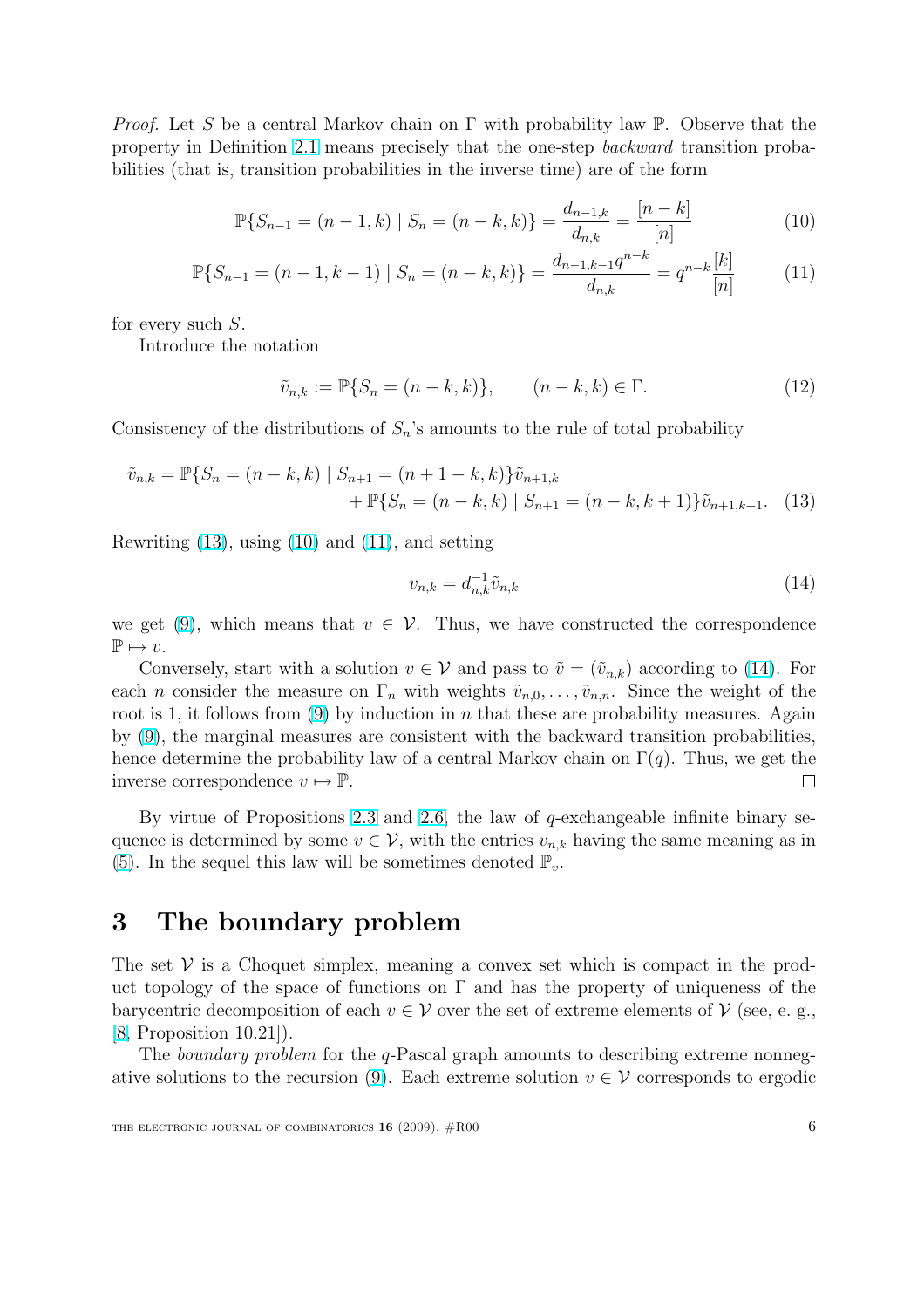*Proof.* Let $S$ be a central Markov chain on $\Gamma$ with probability law $\mathbb{P}$. Observe that the property in Definition 2.1 means precisely that the one-step *backward* transition probabilities (that is, transition probabilities in the inverse time) are of the form

$$\mathbb{P}\{S_{n-1} = (n-1, k) \mid S_n = (n-k, k)\} = \frac{d_{n-1,k}}{d_{n,k}} = \frac{[n-k]}{[n]} \tag{10}$$

$$\mathbb{P}\{S_{n-1} = (n-1, k-1) \mid S_n = (n-k, k)\} = \frac{d_{n-1,k-1}q^{n-k}}{d_{n,k}} = q^{n-k}\frac{[k]}{[n]} \tag{11}$$

for every such $S$.

Introduce the notation

$$\tilde{v}_{n,k} := \mathbb{P}\{S_n = (n-k, k)\}, \qquad (n-k, k) \in \Gamma. \tag{12}$$

Consistency of the distributions of $S_n$'s amounts to the rule of total probability

$$\begin{aligned}\tilde{v}_{n,k} = \mathbb{P}\{S_n = (n-k, k) \mid S_{n+1} = (n+1-k, k)\}\tilde{v}_{n+1,k} \\ + \mathbb{P}\{S_n = (n-k, k) \mid S_{n+1} = (n-k, k+1)\}\tilde{v}_{n+1,k+1}.\end{aligned} \tag{13}$$

Rewriting (13), using (10) and (11), and setting

$$v_{n,k} = d_{n,k}^{-1}\tilde{v}_{n,k} \tag{14}$$

we get (9), which means that $v \in \mathcal{V}$. Thus, we have constructed the correspondence $\mathbb{P} \mapsto v$.

Conversely, start with a solution $v \in \mathcal{V}$ and pass to $\tilde{v} = (\tilde{v}_{n,k})$ according to (14). For each $n$ consider the measure on $\Gamma_n$ with weights $\tilde{v}_{n,0}, \ldots, \tilde{v}_{n,n}$. Since the weight of the root is 1, it follows from (9) by induction in $n$ that these are probability measures. Again by (9), the marginal measures are consistent with the backward transition probabilities, hence determine the probability law of a central Markov chain on $\Gamma(q)$. Thus, we get the inverse correspondence $v \mapsto \mathbb{P}$. $\square$

By virtue of Propositions 2.3 and 2.6, the law of $q$-exchangeable infinite binary sequence is determined by some $v \in \mathcal{V}$, with the entries $v_{n,k}$ having the same meaning as in (5). In the sequel this law will be sometimes denoted $\mathbb{P}_v$.

## 3 The boundary problem

The set $\mathcal{V}$ is a Choquet simplex, meaning a convex set which is compact in the product topology of the space of functions on $\Gamma$ and has the property of uniqueness of the barycentric decomposition of each $v \in \mathcal{V}$ over the set of extreme elements of $\mathcal{V}$ (see, e. g., [8, Proposition 10.21]).

The *boundary problem* for the $q$-Pascal graph amounts to describing extreme nonnegative solutions to the recursion (9). Each extreme solution $v \in \mathcal{V}$ corresponds to ergodic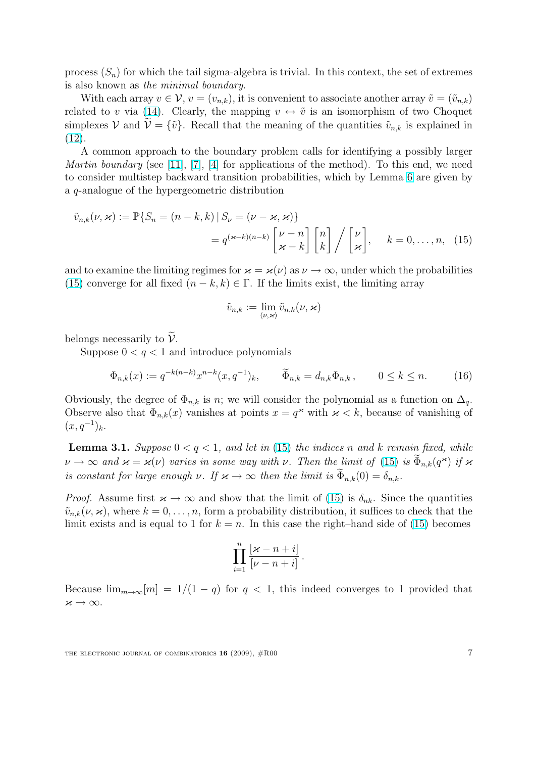process $(S_n)$ for which the tail sigma-algebra is trivial. In this context, the set of extremes is also known as *the minimal boundary*.

With each array $v \in \mathcal{V}$, $v = (v_{n,k})$, it is convenient to associate another array $\tilde{v} = (\tilde{v}_{n,k})$ related to $v$ via (14). Clearly, the mapping $v \leftrightarrow \tilde{v}$ is an isomorphism of two Choquet simplexes $\mathcal{V}$ and $\widetilde{\mathcal{V}} = \{\tilde{v}\}$. Recall that the meaning of the quantities $\tilde{v}_{n,k}$ is explained in (12).

A common approach to the boundary problem calls for identifying a possibly larger *Martin boundary* (see [11], [7], [4] for applications of the method). To this end, we need to consider multistep backward transition probabilities, which by Lemma 6 are given by a $q$-analogue of the hypergeometric distribution

$$\tilde{v}_{n,k}(\nu, \varkappa) := \mathbb{P}\{S_n = (n-k, k) \,|\, S_\nu = (\nu - \varkappa, \varkappa)\} = q^{(\varkappa - k)(n-k)} \begin{bmatrix} \nu - n \\ \varkappa - k \end{bmatrix} \begin{bmatrix} n \\ k \end{bmatrix} \Big/ \begin{bmatrix} \nu \\ \varkappa \end{bmatrix}, \quad k = 0, \dots, n, \quad (15)$$

and to examine the limiting regimes for $\varkappa = \varkappa(\nu)$ as $\nu \to \infty$, under which the probabilities (15) converge for all fixed $(n-k, k) \in \Gamma$. If the limits exist, the limiting array

$$\tilde{v}_{n,k} := \lim_{(\nu,\varkappa)} \tilde{v}_{n,k}(\nu, \varkappa)$$

belongs necessarily to $\widetilde{\mathcal{V}}$.

Suppose $0 < q < 1$ and introduce polynomials

$$\Phi_{n,k}(x) := q^{-k(n-k)} x^{n-k} (x, q^{-1})_k, \qquad \widetilde{\Phi}_{n,k} = d_{n,k} \Phi_{n,k}\,, \qquad 0 \le k \le n. \quad (16)$$

Obviously, the degree of $\Phi_{n,k}$ is $n$; we will consider the polynomial as a function on $\Delta_q$. Observe also that $\Phi_{n,k}(x)$ vanishes at points $x = q^\varkappa$ with $\varkappa < k$, because of vanishing of $(x, q^{-1})_k$.

**Lemma 3.1.** *Suppose $0 < q < 1$, and let in (15) the indices $n$ and $k$ remain fixed, while $\nu \to \infty$ and $\varkappa = \varkappa(\nu)$ varies in some way with $\nu$. Then the limit of (15) is $\widetilde{\Phi}_{n,k}(q^\varkappa)$ if $\varkappa$ is constant for large enough $\nu$. If $\varkappa \to \infty$ then the limit is $\widetilde{\Phi}_{n,k}(0) = \delta_{n,k}$.*

*Proof.* Assume first $\varkappa \to \infty$ and show that the limit of (15) is $\delta_{nk}$. Since the quantities $\tilde{v}_{n,k}(\nu, \varkappa)$, where $k = 0, \dots, n$, form a probability distribution, it suffices to check that the limit exists and is equal to 1 for $k = n$. In this case the right–hand side of (15) becomes

$$\prod_{i=1}^{n} \frac{[\varkappa - n + i]}{[\nu - n + i]}\,.$$

Because $\lim_{m \to \infty} [m] = 1/(1-q)$ for $q < 1$, this indeed converges to 1 provided that $\varkappa \to \infty$.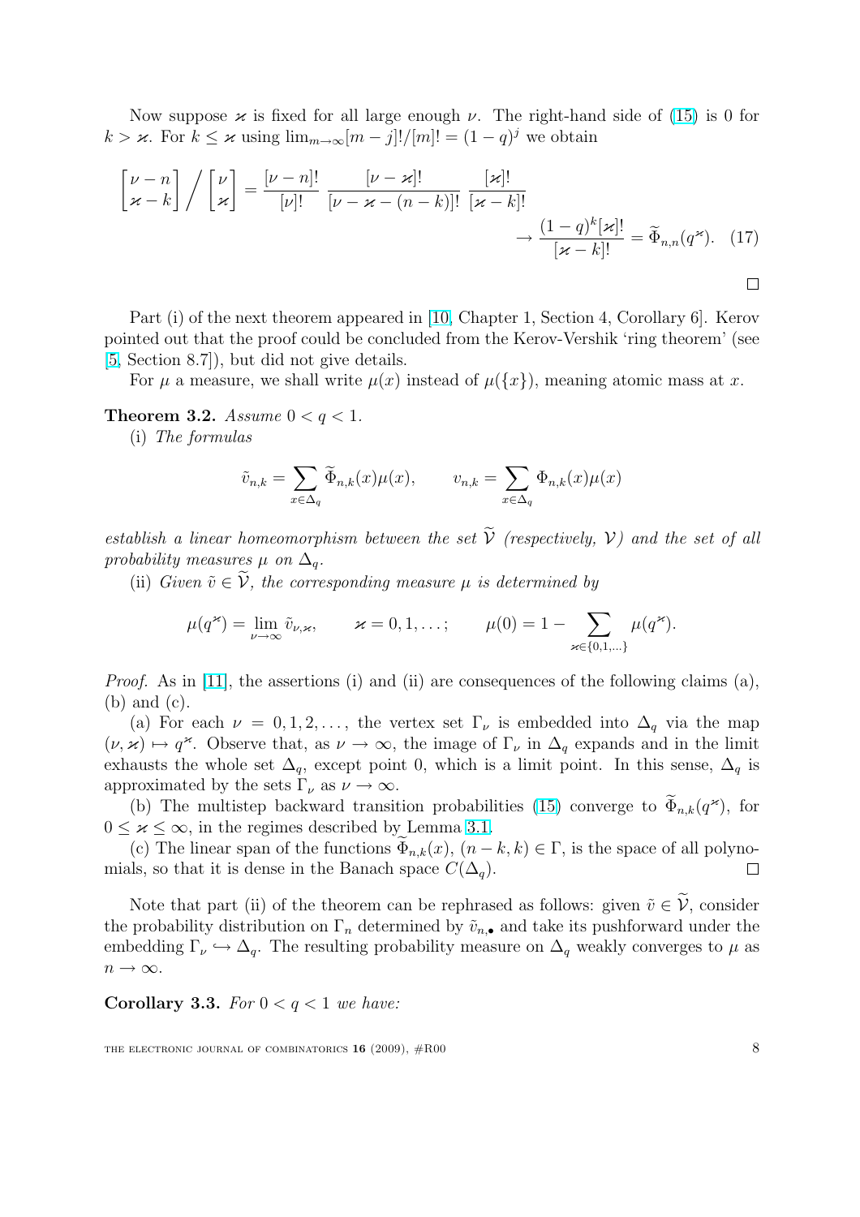Now suppose $\varkappa$ is fixed for all large enough $\nu$. The right-hand side of (15) is 0 for $k > \varkappa$. For $k \le \varkappa$ using $\lim_{m\to\infty}[m-j]!/[m]! = (1-q)^j$ we obtain

$$\begin{bmatrix} \nu - n \\ \varkappa - k \end{bmatrix} \Bigg/ \begin{bmatrix} \nu \\ \varkappa \end{bmatrix} = \frac{[\nu-n]!}{[\nu]!} \, \frac{[\nu-\varkappa]!}{[\nu-\varkappa-(n-k)]!} \, \frac{[\varkappa]!}{[\varkappa-k]!} \to \frac{(1-q)^k[\varkappa]!}{[\varkappa-k]!} = \widetilde{\Phi}_{n,n}(q^{\varkappa}). \quad (17)$$

□

Part (i) of the next theorem appeared in [10, Chapter 1, Section 4, Corollary 6]. Kerov pointed out that the proof could be concluded from the Kerov-Vershik 'ring theorem' (see [5, Section 8.7]), but did not give details.

For $\mu$ a measure, we shall write $\mu(x)$ instead of $\mu(\{x\})$, meaning atomic mass at $x$.

**Theorem 3.2.** *Assume $0 < q < 1$.*

(i) *The formulas*

$$\tilde{v}_{n,k} = \sum_{x\in\Delta_q} \widetilde{\Phi}_{n,k}(x)\mu(x), \qquad v_{n,k} = \sum_{x\in\Delta_q} \Phi_{n,k}(x)\mu(x)$$

*establish a linear homeomorphism between the set $\widetilde{\mathcal{V}}$ (respectively, $\mathcal{V}$) and the set of all probability measures $\mu$ on $\Delta_q$.*

(ii) *Given $\tilde{v} \in \widetilde{\mathcal{V}}$, the corresponding measure $\mu$ is determined by*

$$\mu(q^{\varkappa}) = \lim_{\nu\to\infty} \tilde{v}_{\nu,\varkappa}, \qquad \varkappa = 0,1,\dots; \qquad \mu(0) = 1 - \sum_{\varkappa\in\{0,1,\dots\}} \mu(q^{\varkappa}).$$

*Proof.* As in [11], the assertions (i) and (ii) are consequences of the following claims (a), (b) and (c).

(a) For each $\nu = 0,1,2,\dots$, the vertex set $\Gamma_\nu$ is embedded into $\Delta_q$ via the map $(\nu,\varkappa) \mapsto q^{\varkappa}$. Observe that, as $\nu\to\infty$, the image of $\Gamma_\nu$ in $\Delta_q$ expands and in the limit exhausts the whole set $\Delta_q$, except point 0, which is a limit point. In this sense, $\Delta_q$ is approximated by the sets $\Gamma_\nu$ as $\nu\to\infty$.

(b) The multistep backward transition probabilities (15) converge to $\widetilde{\Phi}_{n,k}(q^{\varkappa})$, for $0 \le \varkappa \le \infty$, in the regimes described by Lemma 3.1.

(c) The linear span of the functions $\widetilde{\Phi}_{n,k}(x)$, $(n-k,k)\in\Gamma$, is the space of all polynomials, so that it is dense in the Banach space $C(\Delta_q)$. □

Note that part (ii) of the theorem can be rephrased as follows: given $\tilde{v}\in\widetilde{\mathcal{V}}$, consider the probability distribution on $\Gamma_n$ determined by $\tilde{v}_{n,\bullet}$ and take its pushforward under the embedding $\Gamma_\nu \hookrightarrow \Delta_q$. The resulting probability measure on $\Delta_q$ weakly converges to $\mu$ as $n\to\infty$.

**Corollary 3.3.** *For $0 < q < 1$ we have:*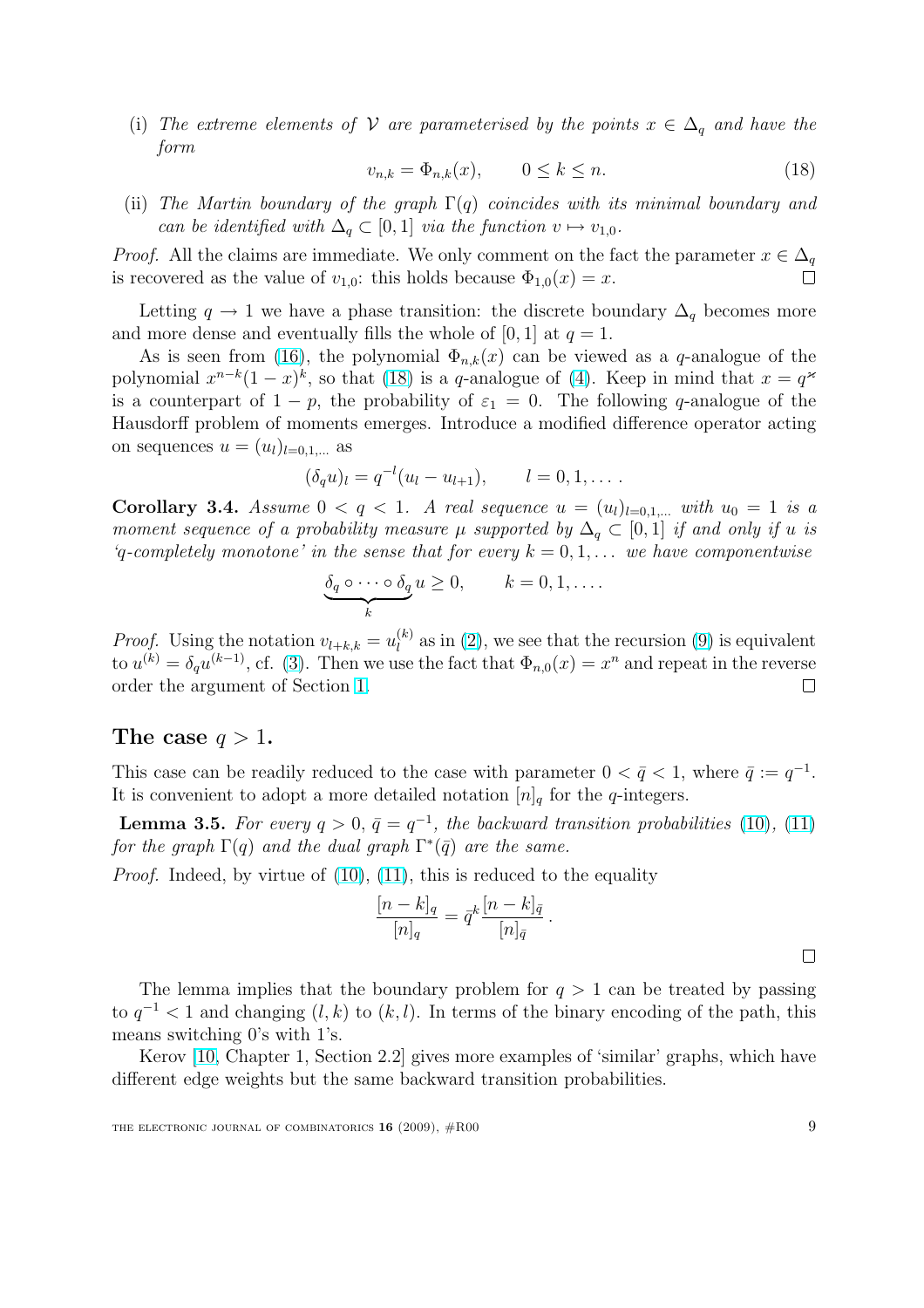(i) *The extreme elements of $\mathcal{V}$ are parameterised by the points $x \in \Delta_q$ and have the form*

$$v_{n,k} = \Phi_{n,k}(x), \qquad 0 \le k \le n. \tag{18}$$

(ii) *The Martin boundary of the graph $\Gamma(q)$ coincides with its minimal boundary and can be identified with $\Delta_q \subset [0,1]$ via the function $v \mapsto v_{1,0}$.*

*Proof.* All the claims are immediate. We only comment on the fact the parameter $x \in \Delta_q$ is recovered as the value of $v_{1,0}$: this holds because $\Phi_{1,0}(x) = x$. □

Letting $q \to 1$ we have a phase transition: the discrete boundary $\Delta_q$ becomes more and more dense and eventually fills the whole of $[0,1]$ at $q = 1$.

As is seen from (16), the polynomial $\Phi_{n,k}(x)$ can be viewed as a $q$-analogue of the polynomial $x^{n-k}(1-x)^k$, so that (18) is a $q$-analogue of (4). Keep in mind that $x = q^{\varkappa}$ is a counterpart of $1-p$, the probability of $\varepsilon_1 = 0$. The following $q$-analogue of the Hausdorff problem of moments emerges. Introduce a modified difference operator acting on sequences $u = (u_l)_{l=0,1,\dots}$ as

$$(\delta_q u)_l = q^{-l}(u_l - u_{l+1}), \qquad l = 0, 1, \dots .$$

**Corollary 3.4.** *Assume $0 < q < 1$. A real sequence $u = (u_l)_{l=0,1,\dots}$ with $u_0 = 1$ is a moment sequence of a probability measure $\mu$ supported by $\Delta_q \subset [0,1]$ if and only if $u$ is 'q-completely monotone' in the sense that for every $k = 0, 1, \dots$ we have componentwise*

$$\underbrace{\delta_q \circ \cdots \circ \delta_q}_{k} u \ge 0, \qquad k = 0, 1, \dots .$$

*Proof.* Using the notation $v_{l+k,k} = u_l^{(k)}$ as in (2), we see that the recursion (9) is equivalent to $u^{(k)} = \delta_q u^{(k-1)}$, cf. (3). Then we use the fact that $\Phi_{n,0}(x) = x^n$ and repeat in the reverse order the argument of Section 1. □

## The case $q > 1$.

This case can be readily reduced to the case with parameter $0 < \bar{q} < 1$, where $\bar{q} := q^{-1}$. It is convenient to adopt a more detailed notation $[n]_q$ for the $q$-integers.

**Lemma 3.5.** *For every $q > 0$, $\bar{q} = q^{-1}$, the backward transition probabilities (10), (11) for the graph $\Gamma(q)$ and the dual graph $\Gamma^*(\bar{q})$ are the same.*

*Proof.* Indeed, by virtue of (10), (11), this is reduced to the equality

$$\frac{[n-k]_q}{[n]_q} = \bar{q}^k \frac{[n-k]_{\bar{q}}}{[n]_{\bar{q}}} .$$

□

The lemma implies that the boundary problem for $q > 1$ can be treated by passing to $q^{-1} < 1$ and changing $(l,k)$ to $(k,l)$. In terms of the binary encoding of the path, this means switching 0's with 1's.

Kerov [10, Chapter 1, Section 2.2] gives more examples of 'similar' graphs, which have different edge weights but the same backward transition probabilities.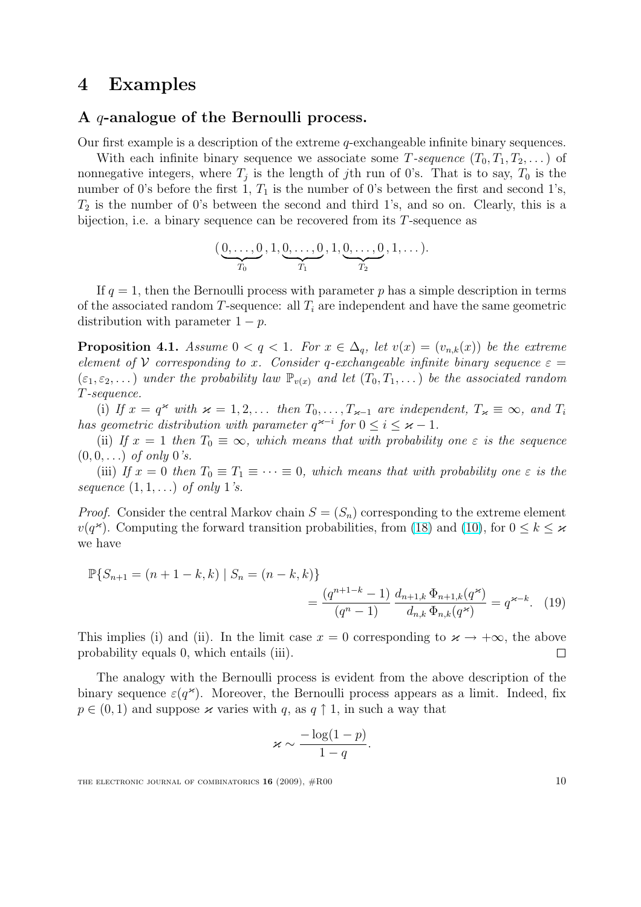## 4 Examples

### A $q$-analogue of the Bernoulli process.

Our first example is a description of the extreme $q$-exchangeable infinite binary sequences.

With each infinite binary sequence we associate some *T-sequence* $(T_0, T_1, T_2, \dots)$ of nonnegative integers, where $T_j$ is the length of $j$th run of 0's. That is to say, $T_0$ is the number of 0's before the first 1, $T_1$ is the number of 0's between the first and second 1's, $T_2$ is the number of 0's between the second and third 1's, and so on. Clearly, this is a bijection, i.e. a binary sequence can be recovered from its $T$-sequence as

$$(\underbrace{0,\dots,0}_{T_0}, 1, \underbrace{0,\dots,0}_{T_1}, 1, \underbrace{0,\dots,0}_{T_2}, 1, \dots).$$

If $q = 1$, then the Bernoulli process with parameter $p$ has a simple description in terms of the associated random $T$-sequence: all $T_i$ are independent and have the same geometric distribution with parameter $1 - p$.

**Proposition 4.1.** *Assume $0 < q < 1$. For $x \in \Delta_q$, let $v(x) = (v_{n,k}(x))$ be the extreme element of $\mathcal{V}$ corresponding to $x$. Consider $q$-exchangeable infinite binary sequence $\varepsilon = (\varepsilon_1, \varepsilon_2, \dots)$ under the probability law $\mathbb{P}_{v(x)}$ and let $(T_0, T_1, \dots)$ be the associated random $T$-sequence.*

(i) *If $x = q^{\varkappa}$ with $\varkappa = 1, 2, \dots$ then $T_0, \dots, T_{\varkappa-1}$ are independent, $T_{\varkappa} \equiv \infty$, and $T_i$ has geometric distribution with parameter $q^{\varkappa - i}$ for $0 \le i \le \varkappa - 1$.*

(ii) *If $x = 1$ then $T_0 \equiv \infty$, which means that with probability one $\varepsilon$ is the sequence $(0, 0, \dots)$ of only 0's.*

(iii) *If $x = 0$ then $T_0 \equiv T_1 \equiv \dots \equiv 0$, which means that with probability one $\varepsilon$ is the sequence $(1, 1, \dots)$ of only 1's.*

*Proof.* Consider the central Markov chain $S = (S_n)$ corresponding to the extreme element $v(q^{\varkappa})$. Computing the forward transition probabilities, from (18) and (10), for $0 \le k \le \varkappa$ we have

$$\mathbb{P}\{S_{n+1} = (n+1-k, k) \mid S_n = (n-k, k)\} = \frac{(q^{n+1-k} - 1)}{(q^n - 1)} \frac{d_{n+1,k}\, \Phi_{n+1,k}(q^{\varkappa})}{d_{n,k}\, \Phi_{n,k}(q^{\varkappa})} = q^{\varkappa - k}. \quad (19)$$

This implies (i) and (ii). In the limit case $x = 0$ corresponding to $\varkappa \to +\infty$, the above probability equals 0, which entails (iii). $\square$

The analogy with the Bernoulli process is evident from the above description of the binary sequence $\varepsilon(q^{\varkappa})$. Moreover, the Bernoulli process appears as a limit. Indeed, fix $p \in (0, 1)$ and suppose $\varkappa$ varies with $q$, as $q \uparrow 1$, in such a way that

$$\varkappa \sim \frac{-\log(1-p)}{1-q}.$$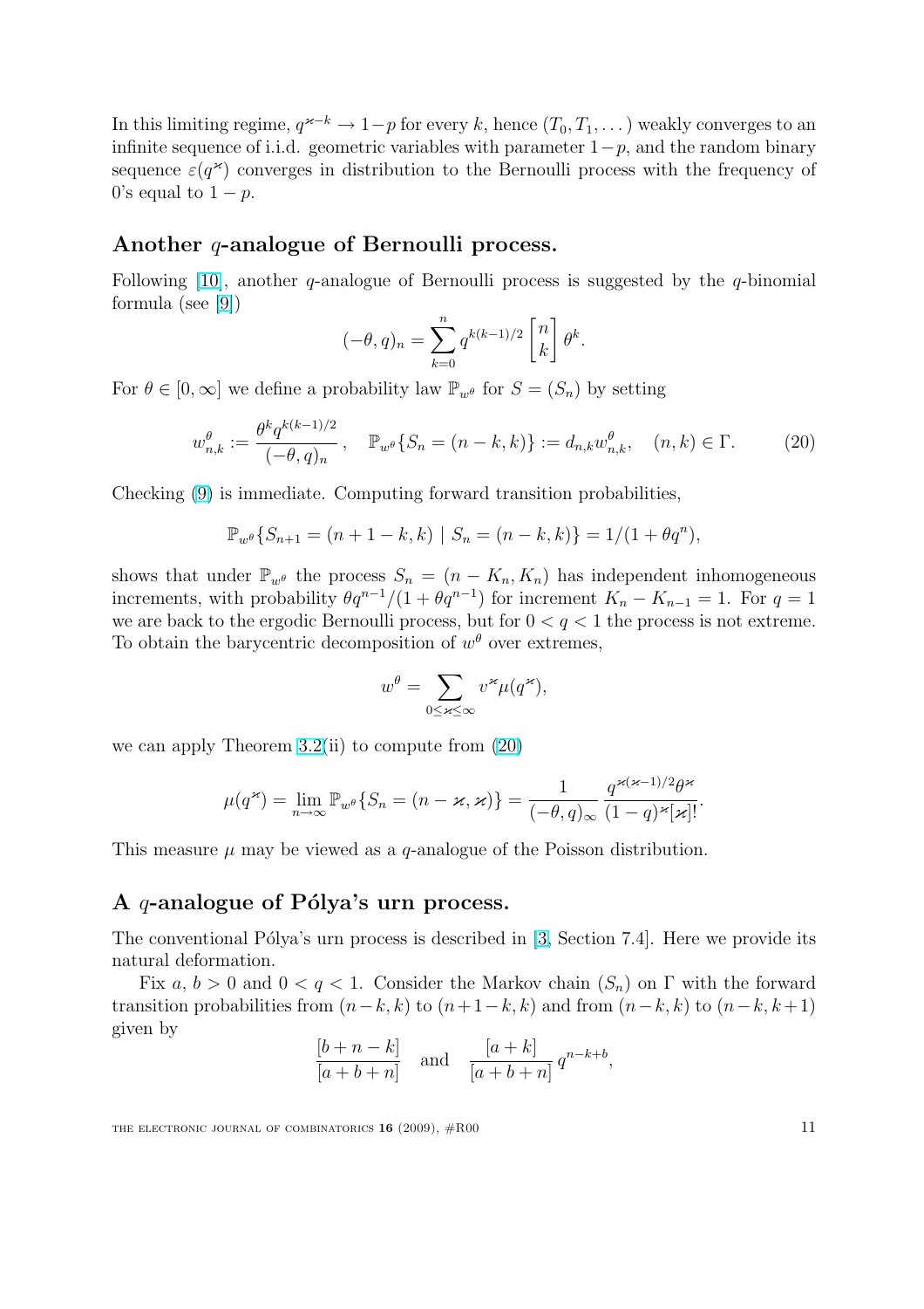In this limiting regime, $q^{\varkappa-k} \to 1-p$ for every $k$, hence $(T_0, T_1, \dots)$ weakly converges to an infinite sequence of i.i.d. geometric variables with parameter $1-p$, and the random binary sequence $\varepsilon(q^\varkappa)$ converges in distribution to the Bernoulli process with the frequency of 0's equal to $1-p$.

### Another $q$-analogue of Bernoulli process.

Following [10], another $q$-analogue of Bernoulli process is suggested by the $q$-binomial formula (see [9])

$$(-\theta, q)_n = \sum_{k=0}^{n} q^{k(k-1)/2} \begin{bmatrix} n \\ k \end{bmatrix} \theta^k.$$

For $\theta \in [0, \infty]$ we define a probability law $\mathbb{P}_{w^\theta}$ for $S = (S_n)$ by setting

$$w^\theta_{n,k} := \frac{\theta^k q^{k(k-1)/2}}{(-\theta, q)_n}, \quad \mathbb{P}_{w^\theta}\{S_n = (n-k, k)\} := d_{n,k} w^\theta_{n,k}, \quad (n, k) \in \Gamma. \tag{20}$$

Checking (9) is immediate. Computing forward transition probabilities,

$$\mathbb{P}_{w^\theta}\{S_{n+1} = (n+1-k, k) \mid S_n = (n-k, k)\} = 1/(1+\theta q^n),$$

shows that under $\mathbb{P}_{w^\theta}$ the process $S_n = (n - K_n, K_n)$ has independent inhomogeneous increments, with probability $\theta q^{n-1}/(1+\theta q^{n-1})$ for increment $K_n - K_{n-1} = 1$. For $q = 1$ we are back to the ergodic Bernoulli process, but for $0 < q < 1$ the process is not extreme. To obtain the barycentric decomposition of $w^\theta$ over extremes,

$$w^\theta = \sum_{0 \le \varkappa \le \infty} v^\varkappa \mu(q^\varkappa),$$

we can apply Theorem 3.2(ii) to compute from (20)

$$\mu(q^\varkappa) = \lim_{n\to\infty} \mathbb{P}_{w^\theta}\{S_n = (n-\varkappa, \varkappa)\} = \frac{1}{(-\theta, q)_\infty} \frac{q^{\varkappa(\varkappa-1)/2}\theta^\varkappa}{(1-q)^\varkappa [\varkappa]!}.$$

This measure $\mu$ may be viewed as a $q$-analogue of the Poisson distribution.

### A $q$-analogue of Pólya's urn process.

The conventional Pólya's urn process is described in [3, Section 7.4]. Here we provide its natural deformation.

Fix $a$, $b > 0$ and $0 < q < 1$. Consider the Markov chain $(S_n)$ on $\Gamma$ with the forward transition probabilities from $(n-k, k)$ to $(n+1-k, k)$ and from $(n-k, k)$ to $(n-k, k+1)$ given by

$$\frac{[b+n-k]}{[a+b+n]} \quad \text{and} \quad \frac{[a+k]}{[a+b+n]}\, q^{n-k+b},$$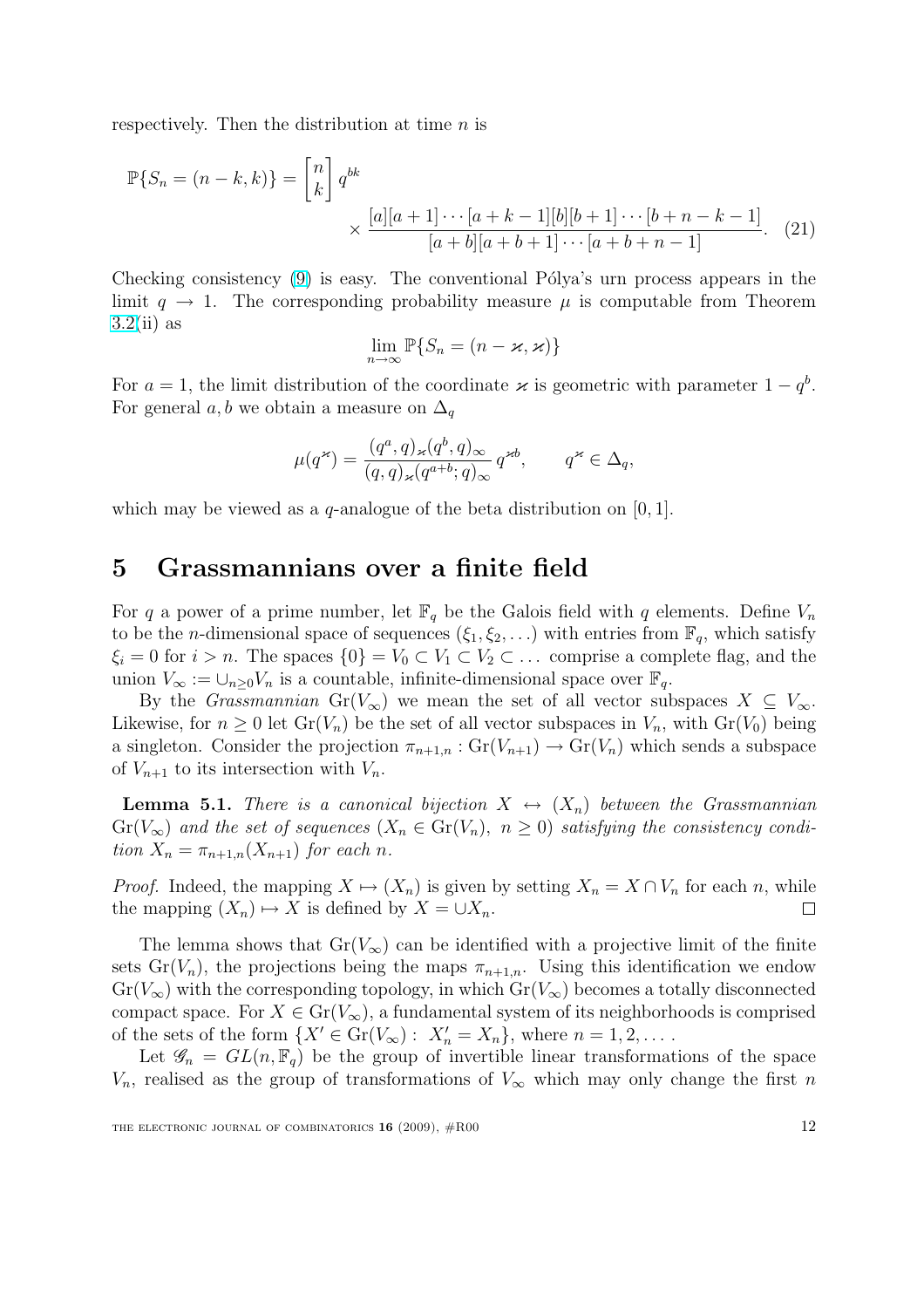respectively. Then the distribution at time $n$ is

$$\mathbb{P}\{S_n = (n-k,k)\} = \begin{bmatrix} n \\ k \end{bmatrix} q^{bk} \times \frac{[a][a+1]\cdots[a+k-1][b][b+1]\cdots[b+n-k-1]}{[a+b][a+b+1]\cdots[a+b+n-1]}. \quad (21)$$

Checking consistency (9) is easy. The conventional Pólya's urn process appears in the limit $q \to 1$. The corresponding probability measure $\mu$ is computable from Theorem 3.2(ii) as

$$\lim_{n\to\infty} \mathbb{P}\{S_n = (n-\varkappa, \varkappa)\}$$

For $a = 1$, the limit distribution of the coordinate $\varkappa$ is geometric with parameter $1 - q^b$. For general $a, b$ we obtain a measure on $\Delta_q$

$$\mu(q^\varkappa) = \frac{(q^a, q)_\varkappa (q^b, q)_\infty}{(q,q)_\varkappa (q^{a+b}; q)_\infty} q^{\varkappa b}, \qquad q^\varkappa \in \Delta_q,$$

which may be viewed as a $q$-analogue of the beta distribution on $[0,1]$.

# 5 Grassmannians over a finite field

For $q$ a power of a prime number, let $\mathbb{F}_q$ be the Galois field with $q$ elements. Define $V_n$ to be the $n$-dimensional space of sequences $(\xi_1, \xi_2, \dots)$ with entries from $\mathbb{F}_q$, which satisfy $\xi_i = 0$ for $i > n$. The spaces $\{0\} = V_0 \subset V_1 \subset V_2 \subset \dots$ comprise a complete flag, and the union $V_\infty := \cup_{n \ge 0} V_n$ is a countable, infinite-dimensional space over $\mathbb{F}_q$.

By the *Grassmannian* $\mathrm{Gr}(V_\infty)$ we mean the set of all vector subspaces $X \subseteq V_\infty$. Likewise, for $n \ge 0$ let $\mathrm{Gr}(V_n)$ be the set of all vector subspaces in $V_n$, with $\mathrm{Gr}(V_0)$ being a singleton. Consider the projection $\pi_{n+1,n} : \mathrm{Gr}(V_{n+1}) \to \mathrm{Gr}(V_n)$ which sends a subspace of $V_{n+1}$ to its intersection with $V_n$.

**Lemma 5.1.** *There is a canonical bijection $X \leftrightarrow (X_n)$ between the Grassmannian $\mathrm{Gr}(V_\infty)$ and the set of sequences $(X_n \in \mathrm{Gr}(V_n),\ n \ge 0)$ satisfying the consistency condition $X_n = \pi_{n+1,n}(X_{n+1})$ for each $n$.*

*Proof.* Indeed, the mapping $X \mapsto (X_n)$ is given by setting $X_n = X \cap V_n$ for each $n$, while the mapping $(X_n) \mapsto X$ is defined by $X = \cup X_n$. $\square$

The lemma shows that $\mathrm{Gr}(V_\infty)$ can be identified with a projective limit of the finite sets $\mathrm{Gr}(V_n)$, the projections being the maps $\pi_{n+1,n}$. Using this identification we endow $\mathrm{Gr}(V_\infty)$ with the corresponding topology, in which $\mathrm{Gr}(V_\infty)$ becomes a totally disconnected compact space. For $X \in \mathrm{Gr}(V_\infty)$, a fundamental system of its neighborhoods is comprised of the sets of the form $\{X' \in \mathrm{Gr}(V_\infty) :\ X'_n = X_n\}$, where $n = 1, 2, \dots$.

Let $\mathscr{G}_n = GL(n, \mathbb{F}_q)$ be the group of invertible linear transformations of the space $V_n$, realised as the group of transformations of $V_\infty$ which may only change the first $n$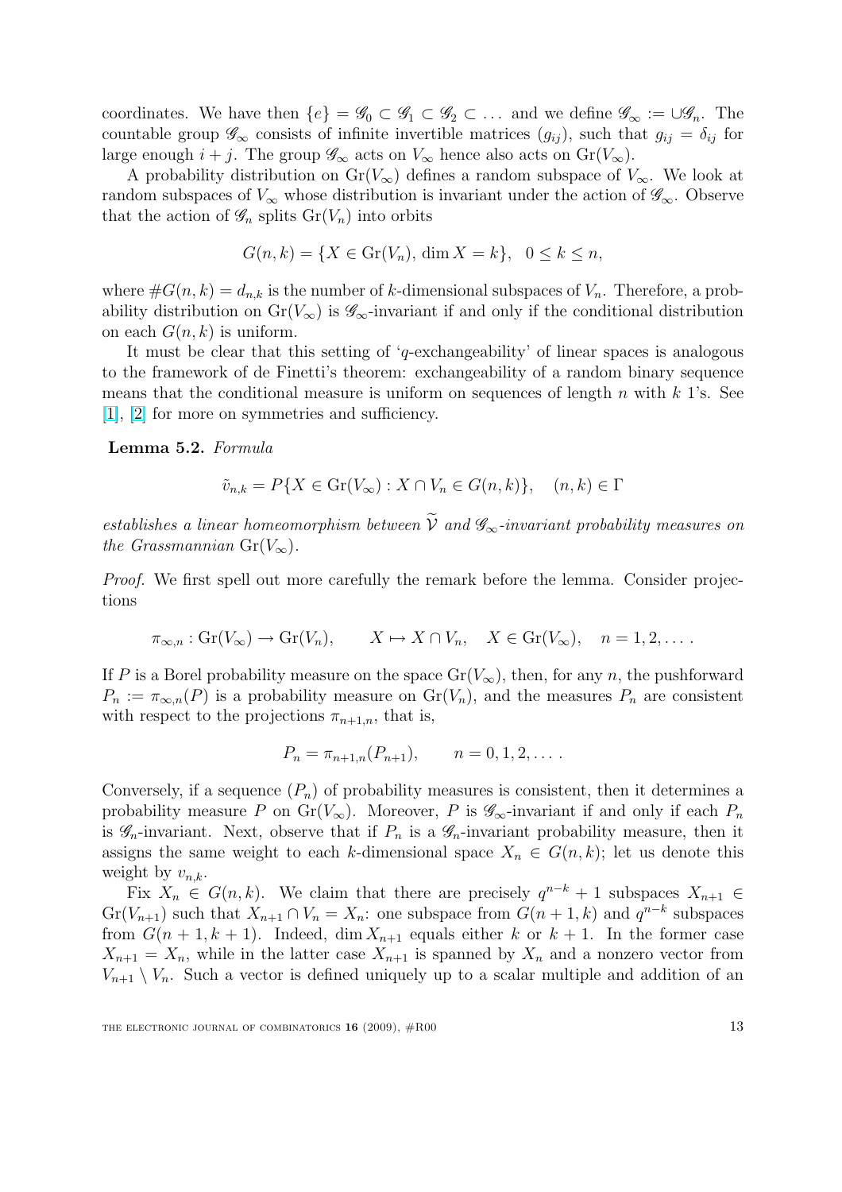coordinates. We have then $\{e\} = \mathscr{G}_0 \subset \mathscr{G}_1 \subset \mathscr{G}_2 \subset \dots$ and we define $\mathscr{G}_\infty := \cup \mathscr{G}_n$. The countable group $\mathscr{G}_\infty$ consists of infinite invertible matrices $(g_{ij})$, such that $g_{ij} = \delta_{ij}$ for large enough $i + j$. The group $\mathscr{G}_\infty$ acts on $V_\infty$ hence also acts on $\mathrm{Gr}(V_\infty)$.

A probability distribution on $\mathrm{Gr}(V_\infty)$ defines a random subspace of $V_\infty$. We look at random subspaces of $V_\infty$ whose distribution is invariant under the action of $\mathscr{G}_\infty$. Observe that the action of $\mathscr{G}_n$ splits $\mathrm{Gr}(V_n)$ into orbits

$$G(n,k) = \{X \in \mathrm{Gr}(V_n),\, \dim X = k\}, \quad 0 \le k \le n,$$

where $\#G(n,k) = d_{n,k}$ is the number of $k$-dimensional subspaces of $V_n$. Therefore, a probability distribution on $\mathrm{Gr}(V_\infty)$ is $\mathscr{G}_\infty$-invariant if and only if the conditional distribution on each $G(n,k)$ is uniform.

It must be clear that this setting of '$q$-exchangeability' of linear spaces is analogous to the framework of de Finetti's theorem: exchangeability of a random binary sequence means that the conditional measure is uniform on sequences of length $n$ with $k$ 1's. See [1], [2] for more on symmetries and sufficiency.

**Lemma 5.2.** *Formula*

$$\tilde{v}_{n,k} = P\{X \in \mathrm{Gr}(V_\infty) : X \cap V_n \in G(n,k)\}, \quad (n,k) \in \Gamma$$

*establishes a linear homeomorphism between $\widetilde{\mathcal{V}}$ and $\mathscr{G}_\infty$-invariant probability measures on the Grassmannian $\mathrm{Gr}(V_\infty)$.*

*Proof.* We first spell out more carefully the remark before the lemma. Consider projections

$$\pi_{\infty,n} : \mathrm{Gr}(V_\infty) \to \mathrm{Gr}(V_n), \qquad X \mapsto X \cap V_n, \quad X \in \mathrm{Gr}(V_\infty), \quad n = 1, 2, \dots .$$

If $P$ is a Borel probability measure on the space $\mathrm{Gr}(V_\infty)$, then, for any $n$, the pushforward $P_n := \pi_{\infty,n}(P)$ is a probability measure on $\mathrm{Gr}(V_n)$, and the measures $P_n$ are consistent with respect to the projections $\pi_{n+1,n}$, that is,

$$P_n = \pi_{n+1,n}(P_{n+1}), \qquad n = 0, 1, 2, \dots .$$

Conversely, if a sequence $(P_n)$ of probability measures is consistent, then it determines a probability measure $P$ on $\mathrm{Gr}(V_\infty)$. Moreover, $P$ is $\mathscr{G}_\infty$-invariant if and only if each $P_n$ is $\mathscr{G}_n$-invariant. Next, observe that if $P_n$ is a $\mathscr{G}_n$-invariant probability measure, then it assigns the same weight to each $k$-dimensional space $X_n \in G(n,k)$; let us denote this weight by $v_{n,k}$.

Fix $X_n \in G(n,k)$. We claim that there are precisely $q^{n-k} + 1$ subspaces $X_{n+1} \in \mathrm{Gr}(V_{n+1})$ such that $X_{n+1} \cap V_n = X_n$: one subspace from $G(n+1,k)$ and $q^{n-k}$ subspaces from $G(n+1,k+1)$. Indeed, $\dim X_{n+1}$ equals either $k$ or $k+1$. In the former case $X_{n+1} = X_n$, while in the latter case $X_{n+1}$ is spanned by $X_n$ and a nonzero vector from $V_{n+1} \setminus V_n$. Such a vector is defined uniquely up to a scalar multiple and addition of an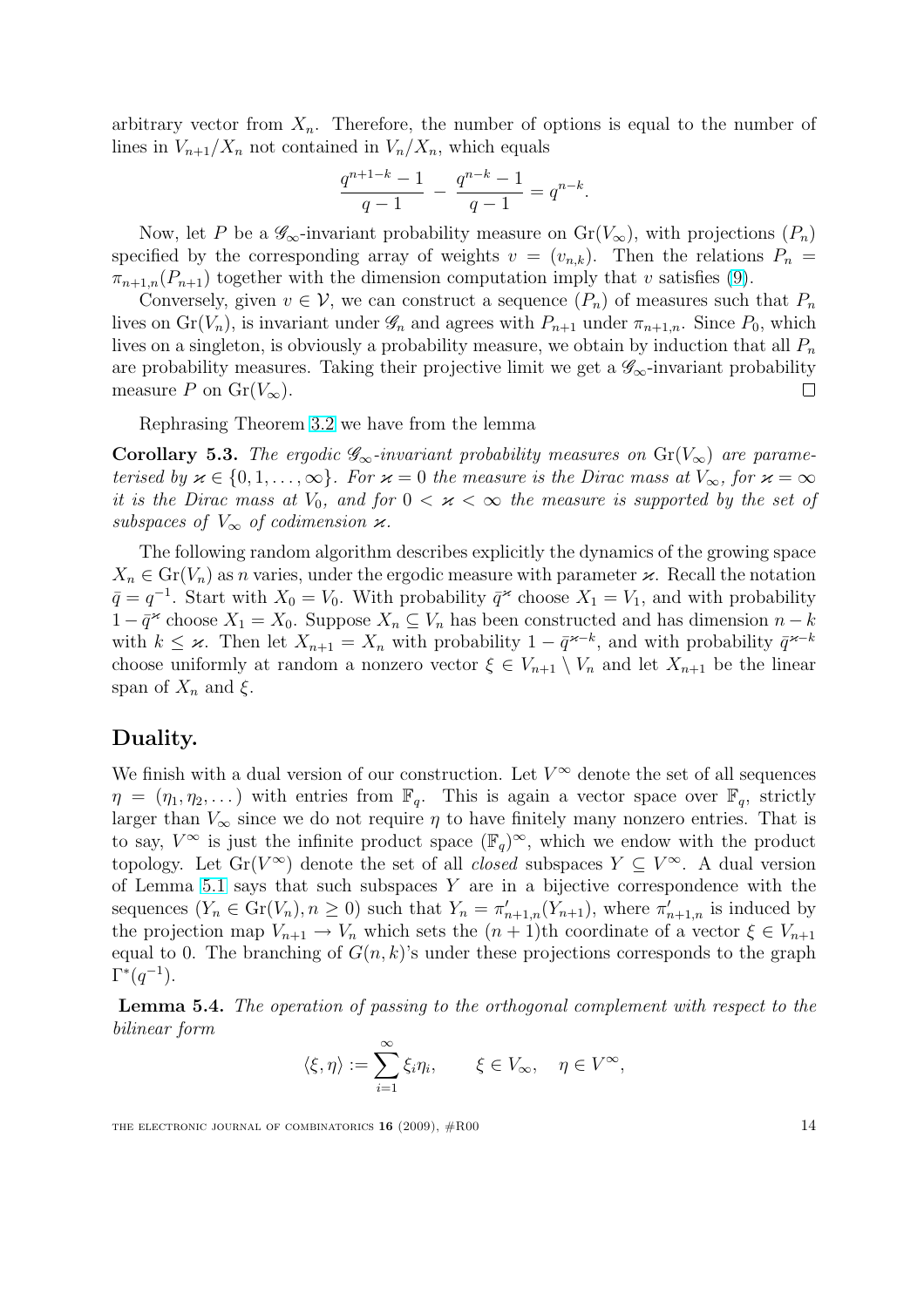arbitrary vector from $X_n$. Therefore, the number of options is equal to the number of lines in $V_{n+1}/X_n$ not contained in $V_n/X_n$, which equals

$$\frac{q^{n+1-k}-1}{q-1} - \frac{q^{n-k}-1}{q-1} = q^{n-k}.$$

Now, let $P$ be a $\mathscr{G}_\infty$-invariant probability measure on $\mathrm{Gr}(V_\infty)$, with projections $(P_n)$ specified by the corresponding array of weights $v = (v_{n,k})$. Then the relations $P_n = \pi_{n+1,n}(P_{n+1})$ together with the dimension computation imply that $v$ satisfies (9).

Conversely, given $v \in \mathcal{V}$, we can construct a sequence $(P_n)$ of measures such that $P_n$ lives on $\mathrm{Gr}(V_n)$, is invariant under $\mathscr{G}_n$ and agrees with $P_{n+1}$ under $\pi_{n+1,n}$. Since $P_0$, which lives on a singleton, is obviously a probability measure, we obtain by induction that all $P_n$ are probability measures. Taking their projective limit we get a $\mathscr{G}_\infty$-invariant probability measure $P$ on $\mathrm{Gr}(V_\infty)$. □

Rephrasing Theorem 3.2 we have from the lemma

**Corollary 5.3.** *The ergodic $\mathscr{G}_\infty$-invariant probability measures on $\mathrm{Gr}(V_\infty)$ are parameterised by $\varkappa \in \{0, 1, \dots, \infty\}$. For $\varkappa = 0$ the measure is the Dirac mass at $V_\infty$, for $\varkappa = \infty$ it is the Dirac mass at $V_0$, and for $0 < \varkappa < \infty$ the measure is supported by the set of subspaces of $V_\infty$ of codimension $\varkappa$.*

The following random algorithm describes explicitly the dynamics of the growing space $X_n \in \mathrm{Gr}(V_n)$ as $n$ varies, under the ergodic measure with parameter $\varkappa$. Recall the notation $\bar{q} = q^{-1}$. Start with $X_0 = V_0$. With probability $\bar{q}^{\varkappa}$ choose $X_1 = V_1$, and with probability $1 - \bar{q}^{\varkappa}$ choose $X_1 = X_0$. Suppose $X_n \subseteq V_n$ has been constructed and has dimension $n - k$ with $k \le \varkappa$. Then let $X_{n+1} = X_n$ with probability $1 - \bar{q}^{\varkappa - k}$, and with probability $\bar{q}^{\varkappa - k}$ choose uniformly at random a nonzero vector $\xi \in V_{n+1} \setminus V_n$ and let $X_{n+1}$ be the linear span of $X_n$ and $\xi$.

## Duality.

We finish with a dual version of our construction. Let $V^\infty$ denote the set of all sequences $\eta = (\eta_1, \eta_2, \dots)$ with entries from $\mathbb{F}_q$. This is again a vector space over $\mathbb{F}_q$, strictly larger than $V_\infty$ since we do not require $\eta$ to have finitely many nonzero entries. That is to say, $V^\infty$ is just the infinite product space $(\mathbb{F}_q)^\infty$, which we endow with the product topology. Let $\mathrm{Gr}(V^\infty)$ denote the set of all *closed* subspaces $Y \subseteq V^\infty$. A dual version of Lemma 5.1 says that such subspaces $Y$ are in a bijective correspondence with the sequences $(Y_n \in \mathrm{Gr}(V_n), n \ge 0)$ such that $Y_n = \pi'_{n+1,n}(Y_{n+1})$, where $\pi'_{n+1,n}$ is induced by the projection map $V_{n+1} \to V_n$ which sets the $(n+1)$th coordinate of a vector $\xi \in V_{n+1}$ equal to 0. The branching of $G(n,k)$'s under these projections corresponds to the graph $\Gamma^*(q^{-1})$.

**Lemma 5.4.** *The operation of passing to the orthogonal complement with respect to the bilinear form*

$$\langle \xi, \eta \rangle := \sum_{i=1}^{\infty} \xi_i \eta_i, \qquad \xi \in V_\infty, \quad \eta \in V^\infty,$$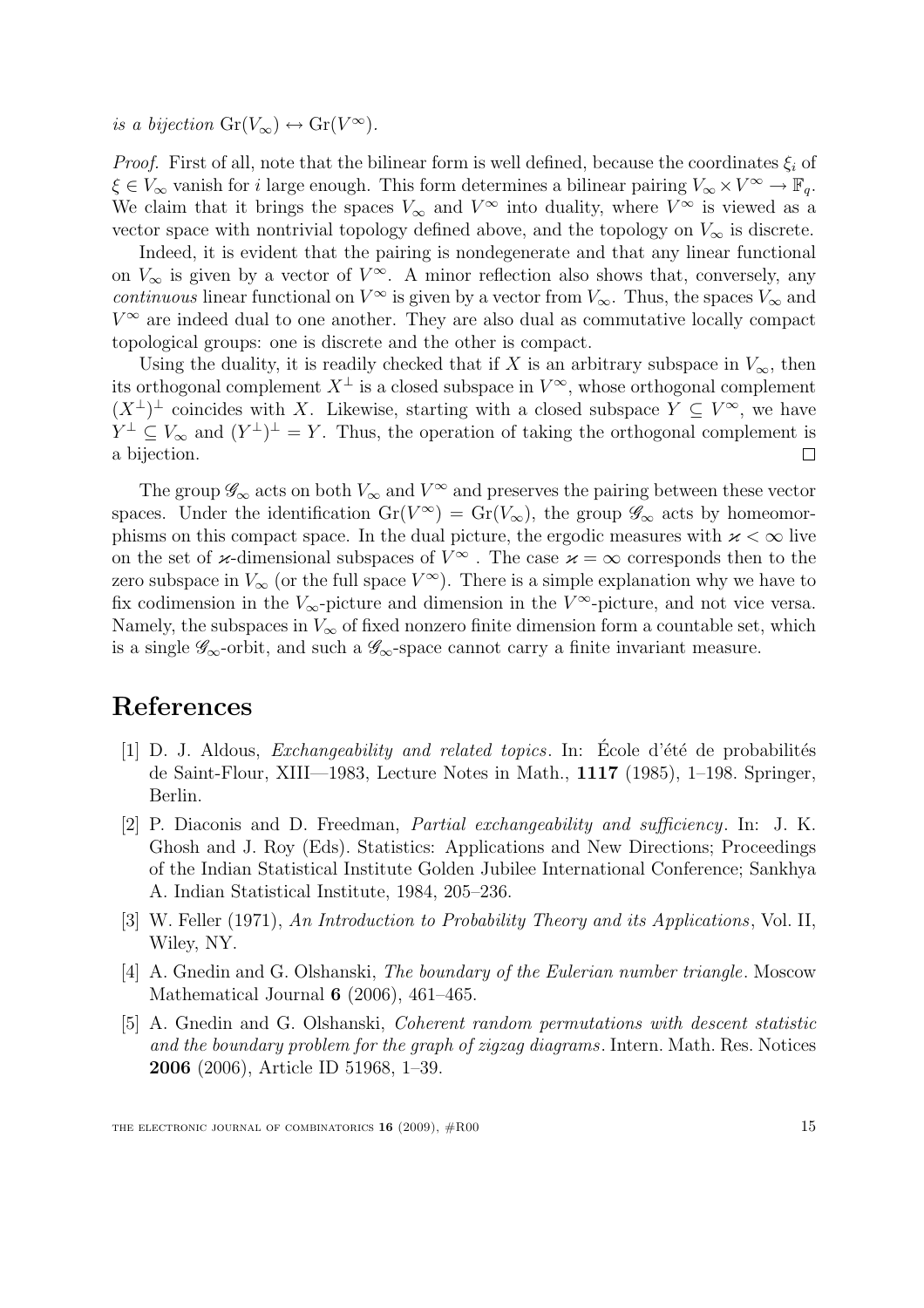*is a bijection* $\mathrm{Gr}(V_\infty) \leftrightarrow \mathrm{Gr}(V^\infty)$.

*Proof.* First of all, note that the bilinear form is well defined, because the coordinates $\xi_i$ of $\xi \in V_\infty$ vanish for $i$ large enough. This form determines a bilinear pairing $V_\infty \times V^\infty \to \mathbb{F}_q$. We claim that it brings the spaces $V_\infty$ and $V^\infty$ into duality, where $V^\infty$ is viewed as a vector space with nontrivial topology defined above, and the topology on $V_\infty$ is discrete.

Indeed, it is evident that the pairing is nondegenerate and that any linear functional on $V_\infty$ is given by a vector of $V^\infty$. A minor reflection also shows that, conversely, any *continuous* linear functional on $V^\infty$ is given by a vector from $V_\infty$. Thus, the spaces $V_\infty$ and $V^\infty$ are indeed dual to one another. They are also dual as commutative locally compact topological groups: one is discrete and the other is compact.

Using the duality, it is readily checked that if $X$ is an arbitrary subspace in $V_\infty$, then its orthogonal complement $X^\perp$ is a closed subspace in $V^\infty$, whose orthogonal complement $(X^\perp)^\perp$ coincides with $X$. Likewise, starting with a closed subspace $Y \subseteq V^\infty$, we have $Y^\perp \subseteq V_\infty$ and $(Y^\perp)^\perp = Y$. Thus, the operation of taking the orthogonal complement is a bijection. □

The group $\mathscr{G}_\infty$ acts on both $V_\infty$ and $V^\infty$ and preserves the pairing between these vector spaces. Under the identification $\mathrm{Gr}(V^\infty) = \mathrm{Gr}(V_\infty)$, the group $\mathscr{G}_\infty$ acts by homeomorphisms on this compact space. In the dual picture, the ergodic measures with $\varkappa < \infty$ live on the set of $\varkappa$-dimensional subspaces of $V^\infty$ . The case $\varkappa = \infty$ corresponds then to the zero subspace in $V_\infty$ (or the full space $V^\infty$). There is a simple explanation why we have to fix codimension in the $V_\infty$-picture and dimension in the $V^\infty$-picture, and not vice versa. Namely, the subspaces in $V_\infty$ of fixed nonzero finite dimension form a countable set, which is a single $\mathscr{G}_\infty$-orbit, and such a $\mathscr{G}_\infty$-space cannot carry a finite invariant measure.

# References

[1] D. J. Aldous, *Exchangeability and related topics*. In: École d'été de probabilités de Saint-Flour, XIII—1983, Lecture Notes in Math., **1117** (1985), 1–198. Springer, Berlin.

[2] P. Diaconis and D. Freedman, *Partial exchangeability and sufficiency*. In: J. K. Ghosh and J. Roy (Eds). Statistics: Applications and New Directions; Proceedings of the Indian Statistical Institute Golden Jubilee International Conference; Sankhya A. Indian Statistical Institute, 1984, 205–236.

[3] W. Feller (1971), *An Introduction to Probability Theory and its Applications*, Vol. II, Wiley, NY.

[4] A. Gnedin and G. Olshanski, *The boundary of the Eulerian number triangle*. Moscow Mathematical Journal **6** (2006), 461–465.

[5] A. Gnedin and G. Olshanski, *Coherent random permutations with descent statistic and the boundary problem for the graph of zigzag diagrams*. Intern. Math. Res. Notices **2006** (2006), Article ID 51968, 1–39.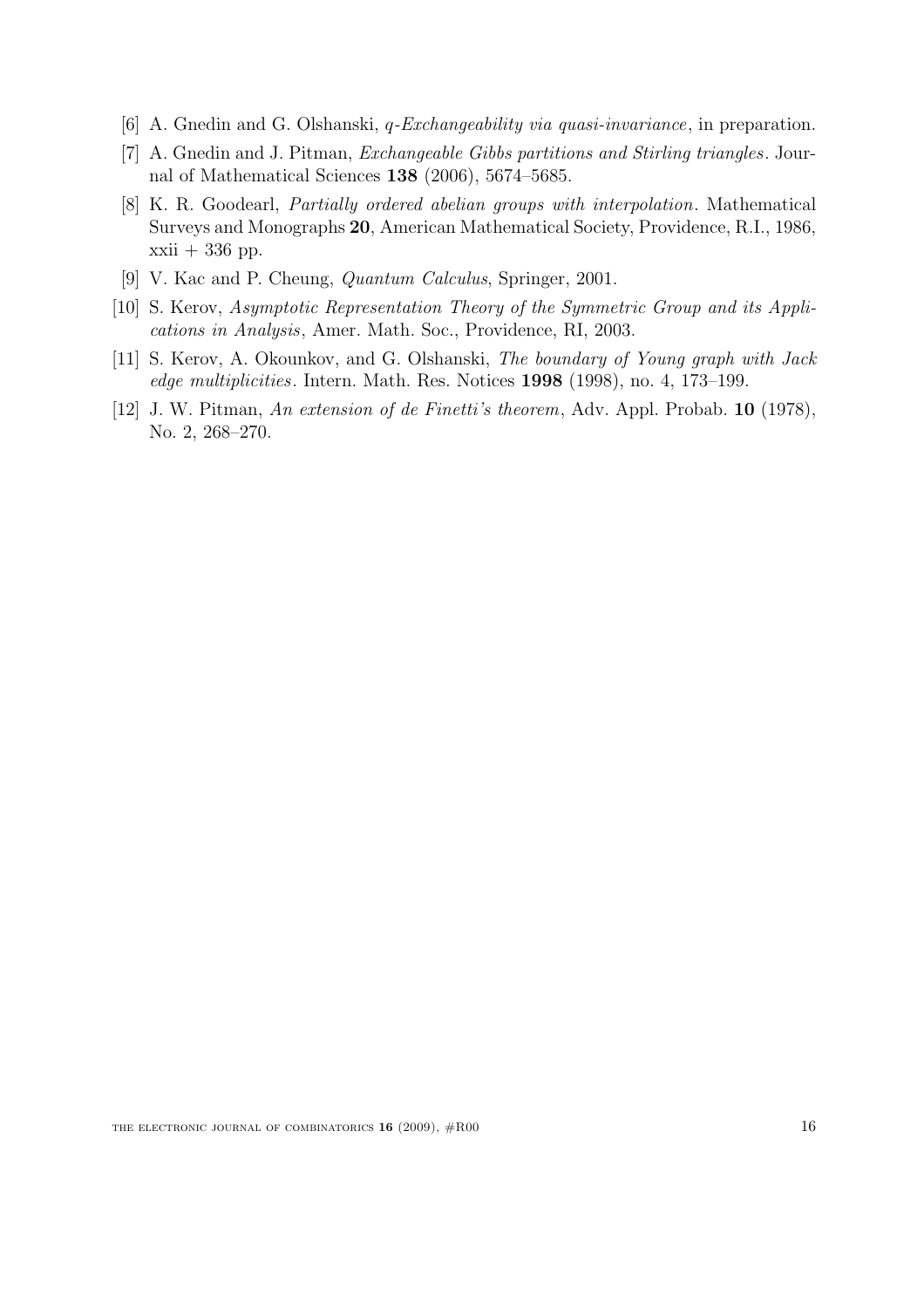[6] A. Gnedin and G. Olshanski, *q-Exchangeability via quasi-invariance*, in preparation.

[7] A. Gnedin and J. Pitman, *Exchangeable Gibbs partitions and Stirling triangles*. Journal of Mathematical Sciences **138** (2006), 5674–5685.

[8] K. R. Goodearl, *Partially ordered abelian groups with interpolation*. Mathematical Surveys and Monographs **20**, American Mathematical Society, Providence, R.I., 1986, xxii + 336 pp.

[9] V. Kac and P. Cheung, *Quantum Calculus*, Springer, 2001.

[10] S. Kerov, *Asymptotic Representation Theory of the Symmetric Group and its Applications in Analysis*, Amer. Math. Soc., Providence, RI, 2003.

[11] S. Kerov, A. Okounkov, and G. Olshanski, *The boundary of Young graph with Jack edge multiplicities*. Intern. Math. Res. Notices **1998** (1998), no. 4, 173–199.

[12] J. W. Pitman, *An extension of de Finetti's theorem*, Adv. Appl. Probab. **10** (1978), No. 2, 268–270.